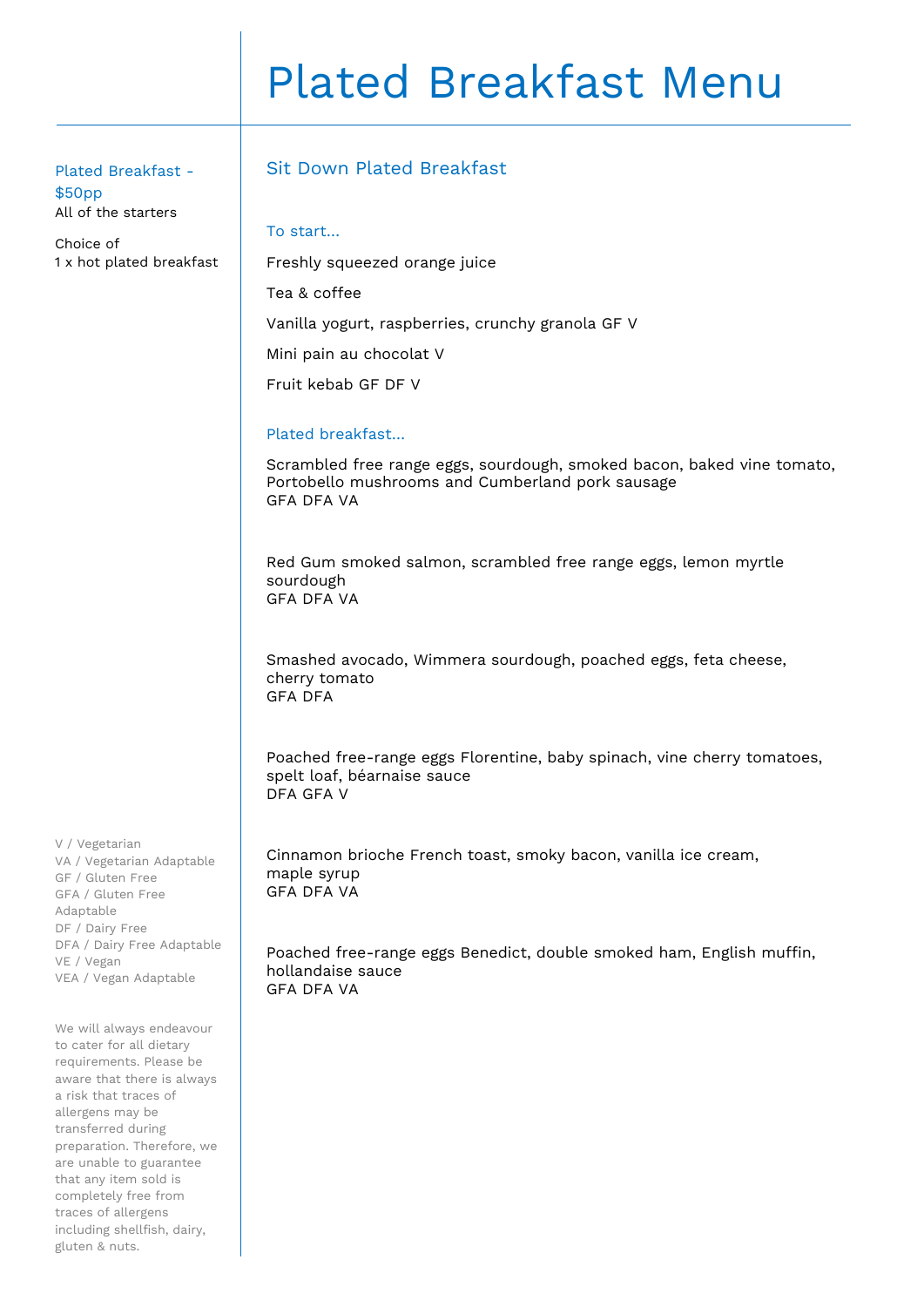# Plated Breakfast Menu

**Plated Breakfast - $50pp**

All of the starters

Choice of
1 x hot plated breakfast

## Sit Down Plated Breakfast

### To start...

Freshly squeezed orange juice

Tea & coffee

Vanilla yogurt, raspberries, crunchy granola GF V

Mini pain au chocolat V

Fruit kebab GF DF V

### Plated breakfast...

Scrambled free range eggs, sourdough, smoked bacon, baked vine tomato, Portobello mushrooms and Cumberland pork sausage
GFA DFA VA

Red Gum smoked salmon, scrambled free range eggs, lemon myrtle sourdough
GFA DFA VA

Smashed avocado, Wimmera sourdough, poached eggs, feta cheese, cherry tomato
GFA DFA

Poached free-range eggs Florentine, baby spinach, vine cherry tomatoes, spelt loaf, béarnaise sauce
DFA GFA V

Cinnamon brioche French toast, smoky bacon, vanilla ice cream, maple syrup
GFA DFA VA

Poached free-range eggs Benedict, double smoked ham, English muffin, hollandaise sauce
GFA DFA VA

V / Vegetarian
VA / Vegetarian Adaptable
GF / Gluten Free
GFA / Gluten Free Adaptable
DF / Dairy Free
DFA / Dairy Free Adaptable
VE / Vegan
VEA / Vegan Adaptable

We will always endeavour to cater for all dietary requirements. Please be aware that there is always a risk that traces of allergens may be transferred during preparation. Therefore, we are unable to guarantee that any item sold is completely free from traces of allergens including shellfish, dairy, gluten & nuts.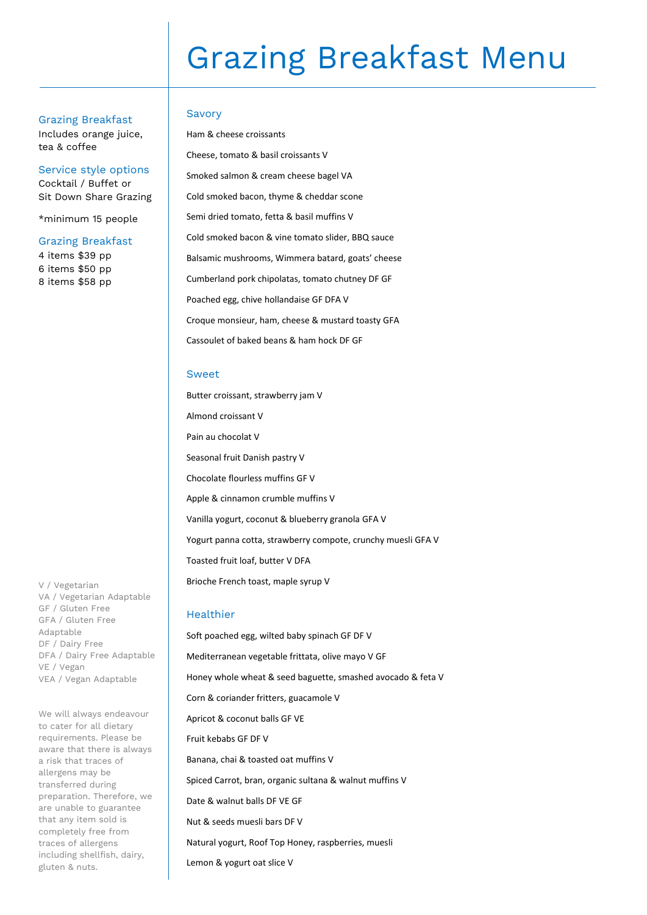# Grazing Breakfast Menu

### Grazing Breakfast

Includes orange juice, tea & coffee

### Service style options

Cocktail / Buffet or Sit Down Share Grazing

*minimum 15 people

### Grazing Breakfast

4 items $39 pp
6 items $50 pp
8 items $58 pp

## Savory

Ham & cheese croissants

Cheese, tomato & basil croissants V

Smoked salmon & cream cheese bagel VA

Cold smoked bacon, thyme & cheddar scone

Semi dried tomato, fetta & basil muffins V

Cold smoked bacon & vine tomato slider, BBQ sauce

Balsamic mushrooms, Wimmera batard, goats' cheese

Cumberland pork chipolatas, tomato chutney DF GF

Poached egg, chive hollandaise GF DFA V

Croque monsieur, ham, cheese & mustard toasty GFA

Cassoulet of baked beans & ham hock DF GF

## Sweet

Butter croissant, strawberry jam V

Almond croissant V

Pain au chocolat V

Seasonal fruit Danish pastry V

Chocolate flourless muffins GF V

Apple & cinnamon crumble muffins V

Vanilla yogurt, coconut & blueberry granola GFA V

Yogurt panna cotta, strawberry compote, crunchy muesli GFA V

Toasted fruit loaf, butter V DFA

Brioche French toast, maple syrup V

## Healthier

Soft poached egg, wilted baby spinach GF DF V

Mediterranean vegetable frittata, olive mayo V GF

Honey whole wheat & seed baguette, smashed avocado & feta V

Corn & coriander fritters, guacamole V

Apricot & coconut balls GF VE

Fruit kebabs GF DF V

Banana, chai & toasted oat muffins V

Spiced Carrot, bran, organic sultana & walnut muffins V

Date & walnut balls DF VE GF

Nut & seeds muesli bars DF V

Natural yogurt, Roof Top Honey, raspberries, muesli

Lemon & yogurt oat slice V

V / Vegetarian
VA / Vegetarian Adaptable
GF / Gluten Free
GFA / Gluten Free Adaptable
DF / Dairy Free
DFA / Dairy Free Adaptable
VE / Vegan
VEA / Vegan Adaptable

We will always endeavour to cater for all dietary requirements. Please be aware that there is always a risk that traces of allergens may be transferred during preparation. Therefore, we are unable to guarantee that any item sold is completely free from traces of allergens including shellfish, dairy, gluten & nuts.